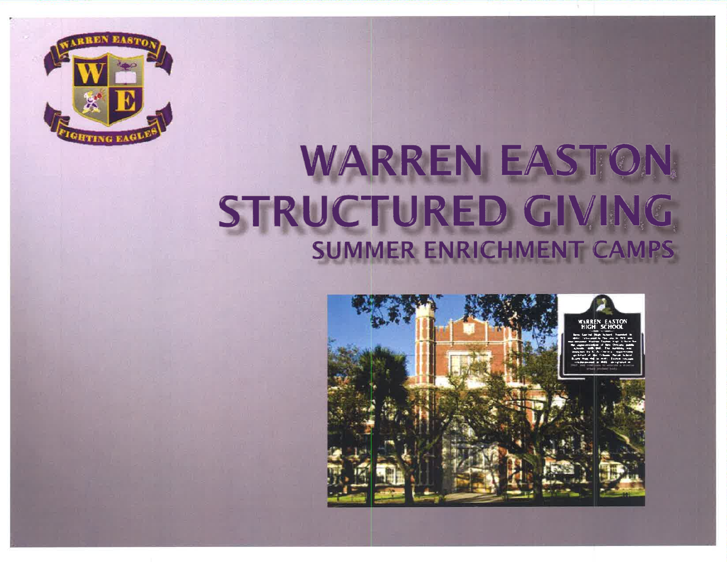# WARREN EASTON STRUCTURED GIVING

## SUMMER ENRICHMENT CAMPS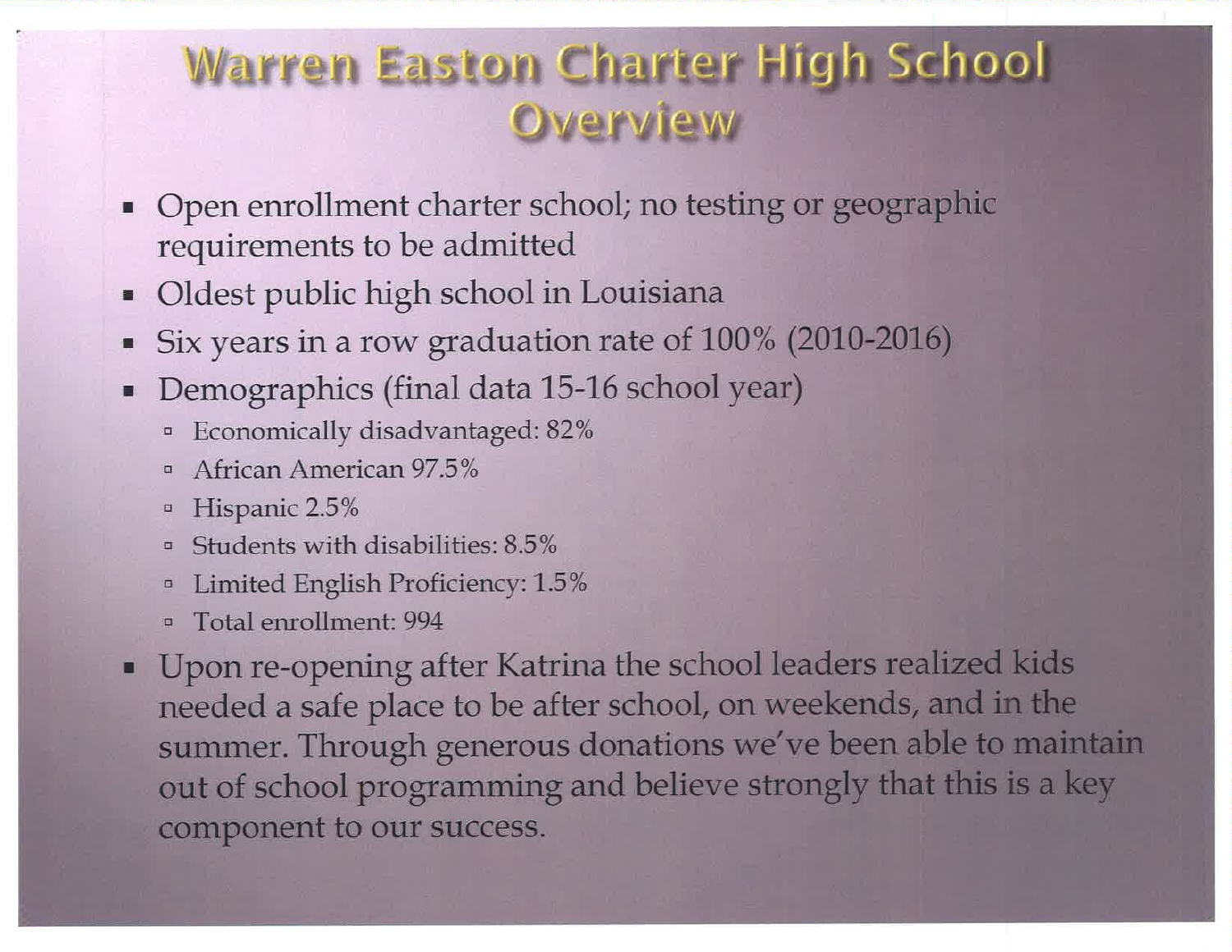# Warren Easton Charter High School Overview

- Open enrollment charter school; no testing or geographic requirements to be admitted
- Oldest public high school in Louisiana
- Six years in a row graduation rate of 100% (2010-2016)
- Demographics (final data 15-16 school year)
  - Economically disadvantaged: 82%
  - African American 97.5%
  - Hispanic 2.5%
  - Students with disabilities: 8.5%
  - Limited English Proficiency: 1.5%
  - Total enrollment: 994
- Upon re-opening after Katrina the school leaders realized kids needed a safe place to be after school, on weekends, and in the summer. Through generous donations we've been able to maintain out of school programming and believe strongly that this is a key component to our success.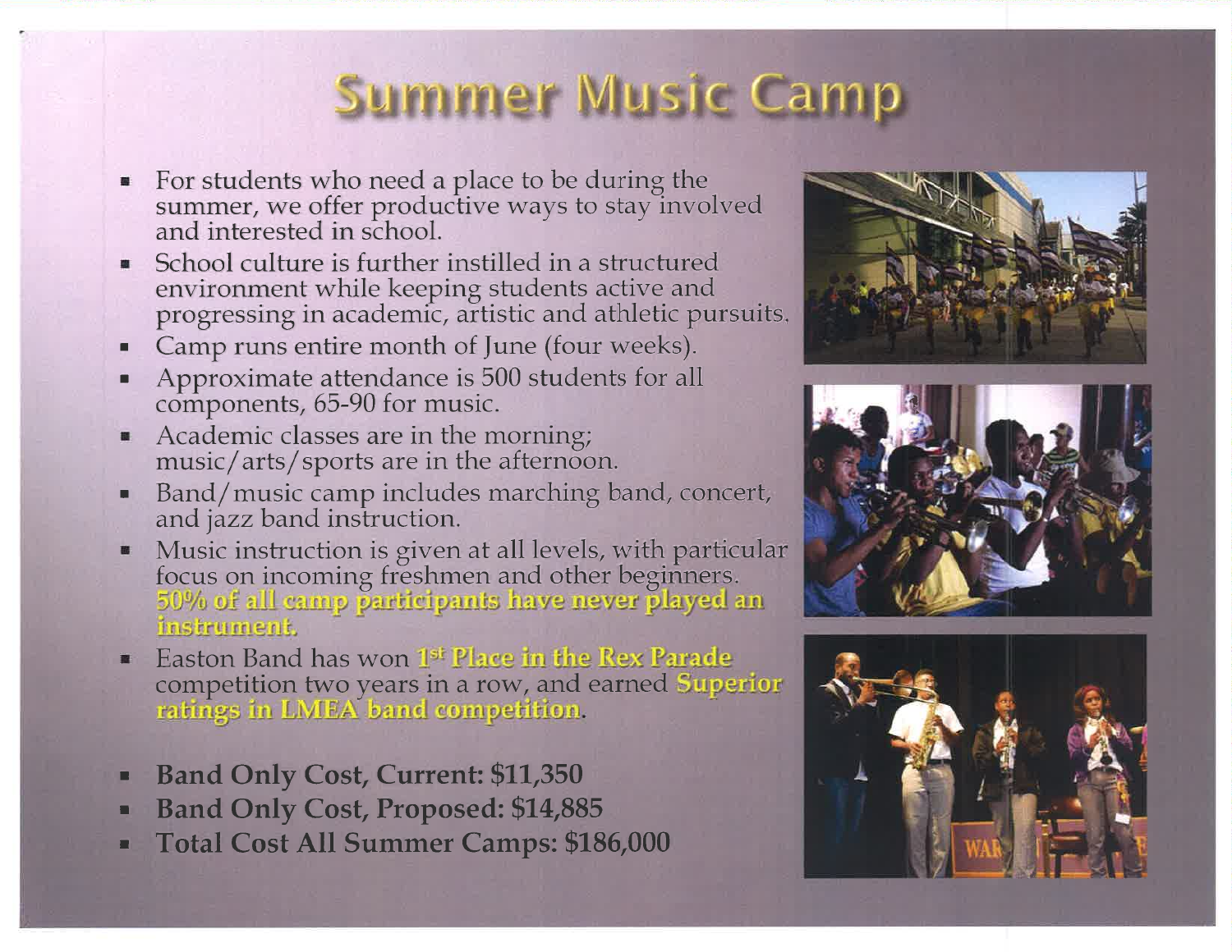# Summer Music Camp

- For students who need a place to be during the summer, we offer productive ways to stay involved and interested in school.
- School culture is further instilled in a structured environment while keeping students active and progressing in academic, artistic and athletic pursuits.
- Camp runs entire month of June (four weeks).
- Approximate attendance is 500 students for all components, 65-90 for music.
- Academic classes are in the morning; music/arts/sports are in the afternoon.
- Band/music camp includes marching band, concert, and jazz band instruction.
- Music instruction is given at all levels, with particular focus on incoming freshmen and other beginners. **50% of all camp participants have never played an instrument.**
- Easton Band has won **1st Place in the Rex Parade** competition two years in a row, and earned **Superior ratings in LMEA band competition**.

- **Band Only Cost, Current: $11,350**
- **Band Only Cost, Proposed: $14,885**
- **Total Cost All Summer Camps: $186,000**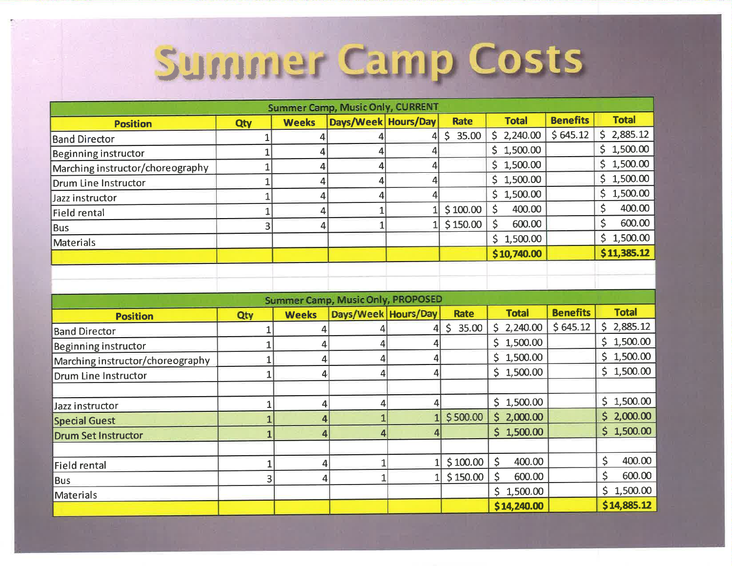# Summer Camp Costs

| Summer Camp, Music Only, CURRENT | | | | | | | | |
|---|---|---|---|---|---|---|---|---|
| **Position** | **Qty** | **Weeks** | **Days/Week** | **Hours/Day** | **Rate** | **Total** | **Benefits** | **Total** |
| Band Director | 1 | 4 | 4 | 4 | $ 35.00 | $ 2,240.00 | $ 645.12 | $ 2,885.12 |
| Beginning instructor | 1 | 4 | 4 | 4 | | $ 1,500.00 | | $ 1,500.00 |
| Marching instructor/choreography | 1 | 4 | 4 | 4 | | $ 1,500.00 | | $ 1,500.00 |
| Drum Line Instructor | 1 | 4 | 4 | 4 | | $ 1,500.00 | | $ 1,500.00 |
| Jazz instructor | 1 | 4 | 4 | 4 | | $ 1,500.00 | | $ 1,500.00 |
| Field rental | 1 | 4 | 1 | 1 | $ 100.00 | $ 400.00 | | $ 400.00 |
| Bus | 3 | 4 | 1 | 1 | $ 150.00 | $ 600.00 | | $ 600.00 |
| Materials | | | | | | $ 1,500.00 | | $ 1,500.00 |
| | | | | | | **$ 10,740.00** | | **$ 11,385.12** |

| Summer Camp, Music Only, PROPOSED | | | | | | | | |
|---|---|---|---|---|---|---|---|---|
| **Position** | **Qty** | **Weeks** | **Days/Week** | **Hours/Day** | **Rate** | **Total** | **Benefits** | **Total** |
| Band Director | 1 | 4 | 4 | 4 | $ 35.00 | $ 2,240.00 | $ 645.12 | $ 2,885.12 |
| Beginning instructor | 1 | 4 | 4 | 4 | | $ 1,500.00 | | $ 1,500.00 |
| Marching instructor/choreography | 1 | 4 | 4 | 4 | | $ 1,500.00 | | $ 1,500.00 |
| Drum Line Instructor | 1 | 4 | 4 | 4 | | $ 1,500.00 | | $ 1,500.00 |
| | | | | | | | | |
| Jazz instructor | 1 | 4 | 4 | 4 | | $ 1,500.00 | | $ 1,500.00 |
| Special Guest | 1 | 4 | 1 | 1 | $ 500.00 | $ 2,000.00 | | $ 2,000.00 |
| Drum Set Instructor | 1 | 4 | 4 | 4 | | $ 1,500.00 | | $ 1,500.00 |
| | | | | | | | | |
| Field rental | 1 | 4 | 1 | 1 | $ 100.00 | $ 400.00 | | $ 400.00 |
| Bus | 3 | 4 | 1 | 1 | $ 150.00 | $ 600.00 | | $ 600.00 |
| Materials | | | | | | $ 1,500.00 | | $ 1,500.00 |
| | | | | | | **$ 14,240.00** | | **$ 14,885.12** |